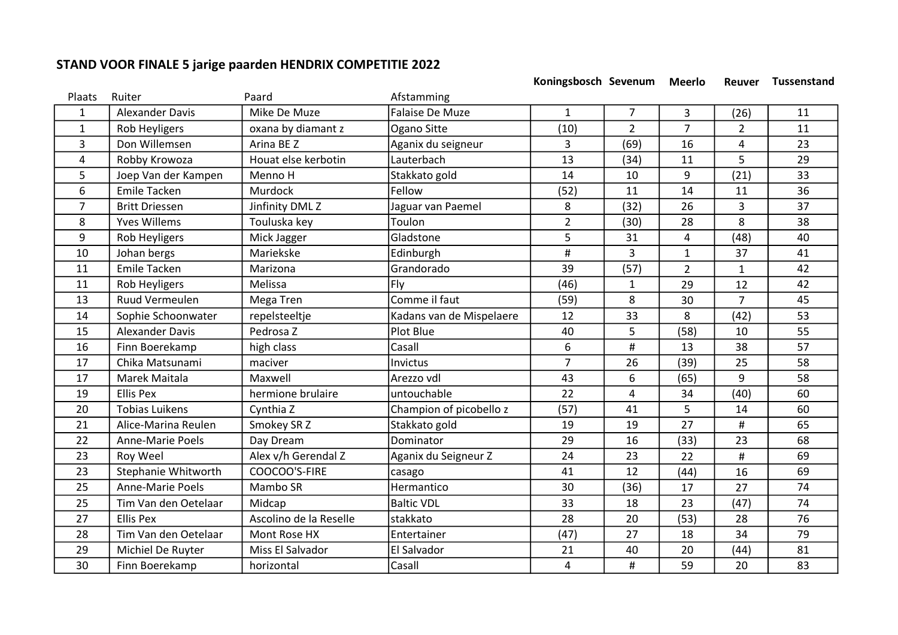## STAND VOOR FINALE 5 jarige paarden HENDRIX COMPETITIE 2022

| Plaats | Ruiter | Paard | Afstamming | Koningsbosch | Sevenum | Meerlo | Reuver | Tussenstand |
|---|---|---|---|---|---|---|---|---|
| 1 | Alexander Davis | Mike De Muze | Falaise De Muze | 1 | 7 | 3 | (26) | 11 |
| 1 | Rob Heyligers | oxana by diamant z | Ogano Sitte | (10) | 2 | 7 | 2 | 11 |
| 3 | Don Willemsen | Arina BE Z | Aganix du seigneur | 3 | (69) | 16 | 4 | 23 |
| 4 | Robby Krowoza | Houat else kerbotin | Lauterbach | 13 | (34) | 11 | 5 | 29 |
| 5 | Joep Van der Kampen | Menno H | Stakkato gold | 14 | 10 | 9 | (21) | 33 |
| 6 | Emile Tacken | Murdock | Fellow | (52) | 11 | 14 | 11 | 36 |
| 7 | Britt Driessen | Jinfinity DML Z | Jaguar van Paemel | 8 | (32) | 26 | 3 | 37 |
| 8 | Yves Willems | Touluska key | Toulon | 2 | (30) | 28 | 8 | 38 |
| 9 | Rob Heyligers | Mick Jagger | Gladstone | 5 | 31 | 4 | (48) | 40 |
| 10 | Johan bergs | Mariekske | Edinburgh | # | 3 | 1 | 37 | 41 |
| 11 | Emile Tacken | Marizona | Grandorado | 39 | (57) | 2 | 1 | 42 |
| 11 | Rob Heyligers | Melissa | Fly | (46) | 1 | 29 | 12 | 42 |
| 13 | Ruud Vermeulen | Mega Tren | Comme il faut | (59) | 8 | 30 | 7 | 45 |
| 14 | Sophie Schoonwater | repelsteeltje | Kadans van de Mispelaere | 12 | 33 | 8 | (42) | 53 |
| 15 | Alexander Davis | Pedrosa Z | Plot Blue | 40 | 5 | (58) | 10 | 55 |
| 16 | Finn Boerekamp | high class | Casall | 6 | # | 13 | 38 | 57 |
| 17 | Chika Matsunami | maciver | Invictus | 7 | 26 | (39) | 25 | 58 |
| 17 | Marek Maitala | Maxwell | Arezzo vdl | 43 | 6 | (65) | 9 | 58 |
| 19 | Ellis Pex | hermione brulaire | untouchable | 22 | 4 | 34 | (40) | 60 |
| 20 | Tobias Luikens | Cynthia Z | Champion of picobello z | (57) | 41 | 5 | 14 | 60 |
| 21 | Alice-Marina Reulen | Smokey SR Z | Stakkato gold | 19 | 19 | 27 | # | 65 |
| 22 | Anne-Marie Poels | Day Dream | Dominator | 29 | 16 | (33) | 23 | 68 |
| 23 | Roy Weel | Alex v/h Gerendal Z | Aganix du Seigneur Z | 24 | 23 | 22 | # | 69 |
| 23 | Stephanie Whitworth | COOCOO'S-FIRE | casago | 41 | 12 | (44) | 16 | 69 |
| 25 | Anne-Marie Poels | Mambo SR | Hermantico | 30 | (36) | 17 | 27 | 74 |
| 25 | Tim Van den Oetelaar | Midcap | Baltic VDL | 33 | 18 | 23 | (47) | 74 |
| 27 | Ellis Pex | Ascolino de la Reselle | stakkato | 28 | 20 | (53) | 28 | 76 |
| 28 | Tim Van den Oetelaar | Mont Rose HX | Entertainer | (47) | 27 | 18 | 34 | 79 |
| 29 | Michiel De Ruyter | Miss El Salvador | El Salvador | 21 | 40 | 20 | (44) | 81 |
| 30 | Finn Boerekamp | horizontal | Casall | 4 | # | 59 | 20 | 83 |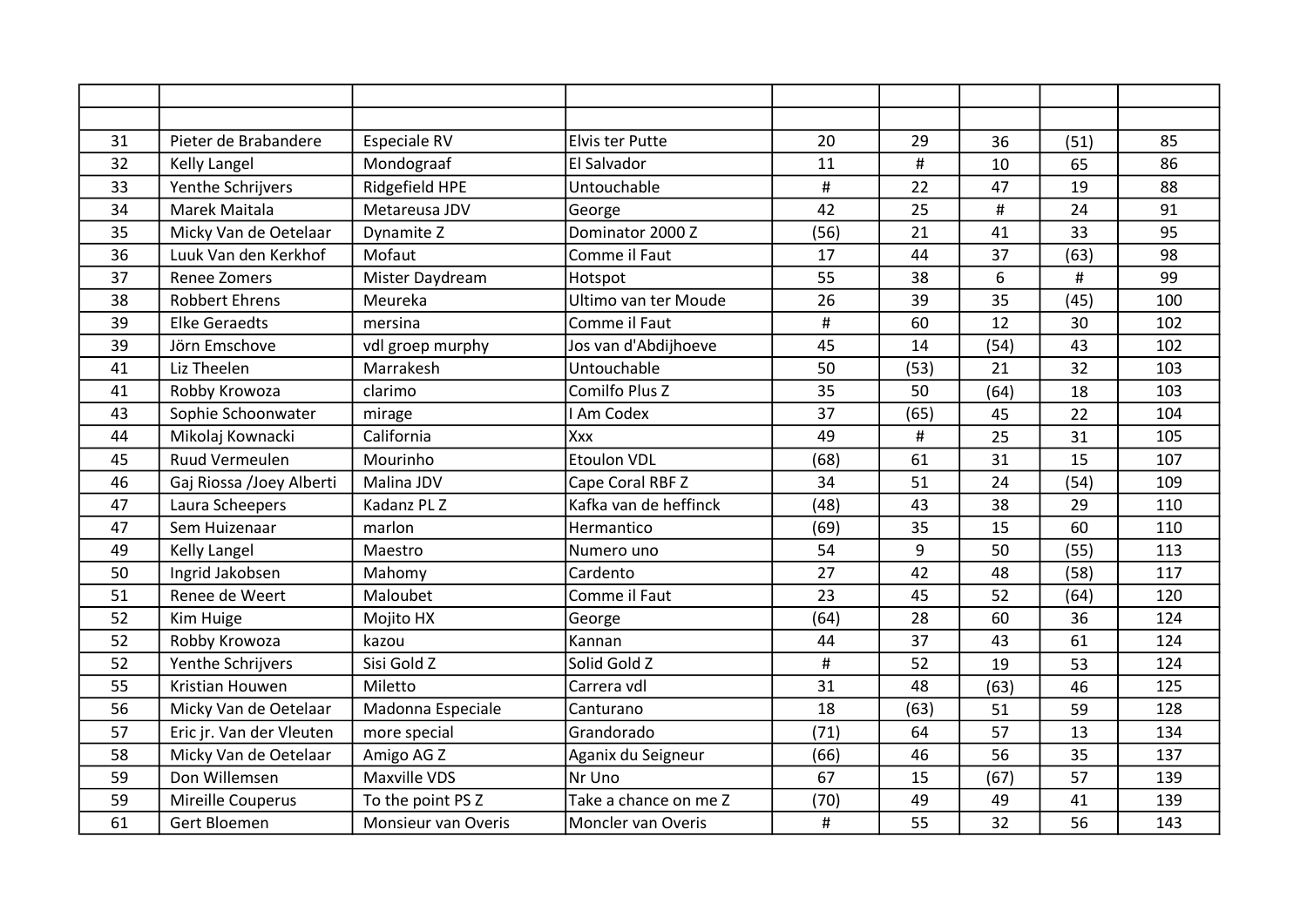| | | | | | | | | |
|---|---|---|---|---|---|---|---|---|
| | | | | | | | | |
| 31 | Pieter de Brabandere | Especiale RV | Elvis ter Putte | 20 | 29 | 36 | (51) | 85 |
| 32 | Kelly Langel | Mondograaf | El Salvador | 11 | # | 10 | 65 | 86 |
| 33 | Yenthe Schrijvers | Ridgefield HPE | Untouchable | # | 22 | 47 | 19 | 88 |
| 34 | Marek Maitala | Metareusa JDV | George | 42 | 25 | # | 24 | 91 |
| 35 | Micky Van de Oetelaar | Dynamite Z | Dominator 2000 Z | (56) | 21 | 41 | 33 | 95 |
| 36 | Luuk Van den Kerkhof | Mofaut | Comme il Faut | 17 | 44 | 37 | (63) | 98 |
| 37 | Renee Zomers | Mister Daydream | Hotspot | 55 | 38 | 6 | # | 99 |
| 38 | Robbert Ehrens | Meureka | Ultimo van ter Moude | 26 | 39 | 35 | (45) | 100 |
| 39 | Elke Geraedts | mersina | Comme il Faut | # | 60 | 12 | 30 | 102 |
| 39 | Jörn Emschove | vdl groep murphy | Jos van d'Abdijhoeve | 45 | 14 | (54) | 43 | 102 |
| 41 | Liz Theelen | Marrakesh | Untouchable | 50 | (53) | 21 | 32 | 103 |
| 41 | Robby Krowoza | clarimo | Comilfo Plus Z | 35 | 50 | (64) | 18 | 103 |
| 43 | Sophie Schoonwater | mirage | I Am Codex | 37 | (65) | 45 | 22 | 104 |
| 44 | Mikolaj Kownacki | California | Xxx | 49 | # | 25 | 31 | 105 |
| 45 | Ruud Vermeulen | Mourinho | Etoulon VDL | (68) | 61 | 31 | 15 | 107 |
| 46 | Gaj Riossa /Joey Alberti | Malina JDV | Cape Coral RBF Z | 34 | 51 | 24 | (54) | 109 |
| 47 | Laura Scheepers | Kadanz PL Z | Kafka van de heffinck | (48) | 43 | 38 | 29 | 110 |
| 47 | Sem Huizenaar | marlon | Hermantico | (69) | 35 | 15 | 60 | 110 |
| 49 | Kelly Langel | Maestro | Numero uno | 54 | 9 | 50 | (55) | 113 |
| 50 | Ingrid Jakobsen | Mahomy | Cardento | 27 | 42 | 48 | (58) | 117 |
| 51 | Renee de Weert | Maloubet | Comme il Faut | 23 | 45 | 52 | (64) | 120 |
| 52 | Kim Huige | Mojito HX | George | (64) | 28 | 60 | 36 | 124 |
| 52 | Robby Krowoza | kazou | Kannan | 44 | 37 | 43 | 61 | 124 |
| 52 | Yenthe Schrijvers | Sisi Gold Z | Solid Gold Z | # | 52 | 19 | 53 | 124 |
| 55 | Kristian Houwen | Miletto | Carrera vdl | 31 | 48 | (63) | 46 | 125 |
| 56 | Micky Van de Oetelaar | Madonna Especiale | Canturano | 18 | (63) | 51 | 59 | 128 |
| 57 | Eric jr. Van der Vleuten | more special | Grandorado | (71) | 64 | 57 | 13 | 134 |
| 58 | Micky Van de Oetelaar | Amigo AG Z | Aganix du Seigneur | (66) | 46 | 56 | 35 | 137 |
| 59 | Don Willemsen | Maxville VDS | Nr Uno | 67 | 15 | (67) | 57 | 139 |
| 59 | Mireille Couperus | To the point PS Z | Take a chance on me Z | (70) | 49 | 49 | 41 | 139 |
| 61 | Gert Bloemen | Monsieur van Overis | Moncler van Overis | # | 55 | 32 | 56 | 143 |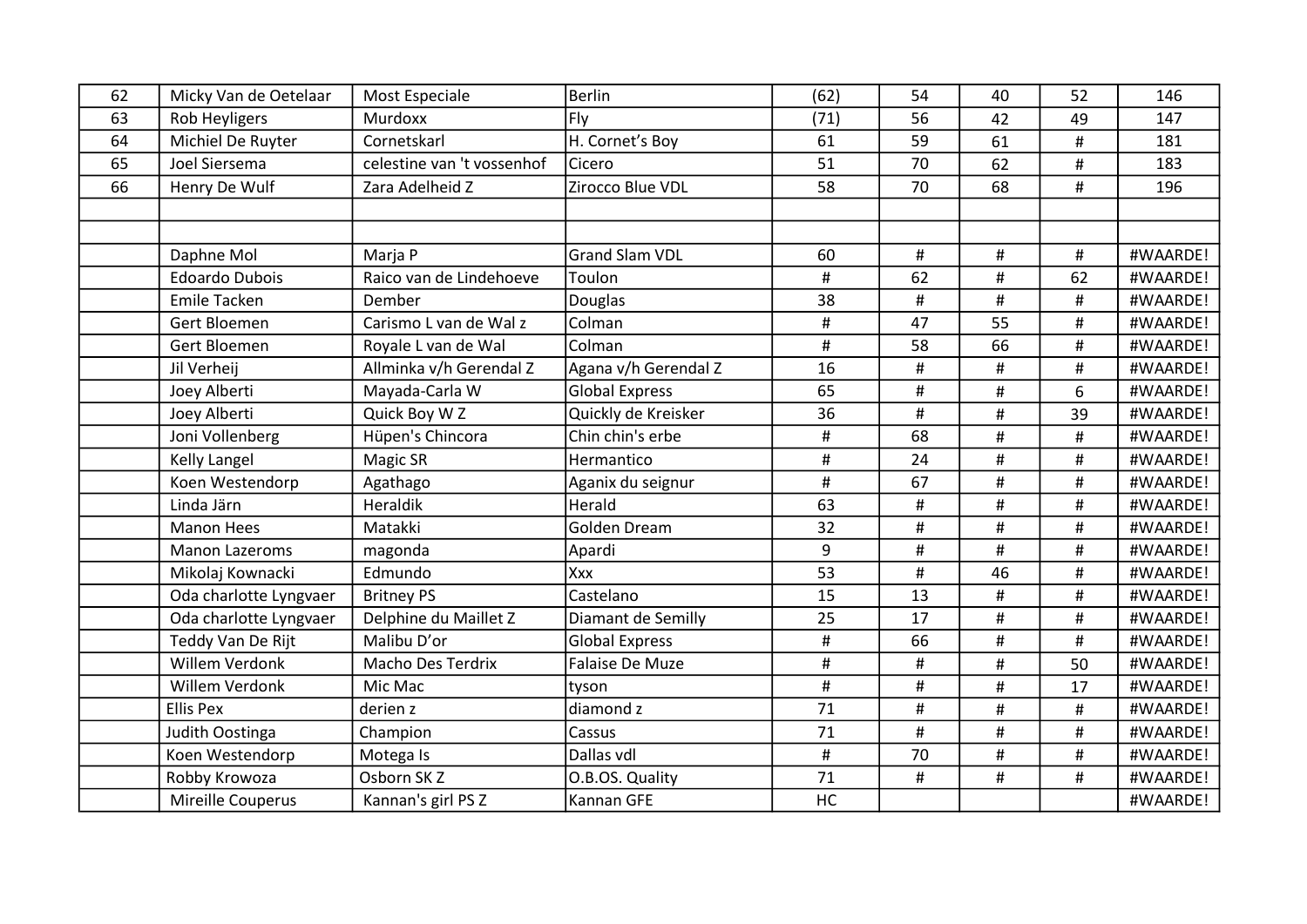| | | | | | | | | |
|---|---|---|---|---|---|---|---|---|
| 62 | Micky Van de Oetelaar | Most Especiale | Berlin | (62) | 54 | 40 | 52 | 146 |
| 63 | Rob Heyligers | Murdoxx | Fly | (71) | 56 | 42 | 49 | 147 |
| 64 | Michiel De Ruyter | Cornetskarl | H. Cornet's Boy | 61 | 59 | 61 | # | 181 |
| 65 | Joel Siersema | celestine van 't vossenhof | Cicero | 51 | 70 | 62 | # | 183 |
| 66 | Henry De Wulf | Zara Adelheid Z | Zirocco Blue VDL | 58 | 70 | 68 | # | 196 |
| | | | | | | | | |
| | | | | | | | | |
| | Daphne Mol | Marja P | Grand Slam VDL | 60 | # | # | # | #WAARDE! |
| | Edoardo Dubois | Raico van de Lindehoeve | Toulon | # | 62 | # | 62 | #WAARDE! |
| | Emile Tacken | Dember | Douglas | 38 | # | # | # | #WAARDE! |
| | Gert Bloemen | Carismo L van de Wal z | Colman | # | 47 | 55 | # | #WAARDE! |
| | Gert Bloemen | Royale L van de Wal | Colman | # | 58 | 66 | # | #WAARDE! |
| | Jil Verheij | Allminka v/h Gerendal Z | Agana v/h Gerendal Z | 16 | # | # | # | #WAARDE! |
| | Joey Alberti | Mayada-Carla W | Global Express | 65 | # | # | 6 | #WAARDE! |
| | Joey Alberti | Quick Boy W Z | Quickly de Kreisker | 36 | # | # | 39 | #WAARDE! |
| | Joni Vollenberg | Hüpen's Chincora | Chin chin's erbe | # | 68 | # | # | #WAARDE! |
| | Kelly Langel | Magic SR | Hermantico | # | 24 | # | # | #WAARDE! |
| | Koen Westendorp | Agathago | Aganix du seignur | # | 67 | # | # | #WAARDE! |
| | Linda Järn | Heraldik | Herald | 63 | # | # | # | #WAARDE! |
| | Manon Hees | Matakki | Golden Dream | 32 | # | # | # | #WAARDE! |
| | Manon Lazeroms | magonda | Apardi | 9 | # | # | # | #WAARDE! |
| | Mikolaj Kownacki | Edmundo | Xxx | 53 | # | 46 | # | #WAARDE! |
| | Oda charlotte Lyngvaer | Britney PS | Castelano | 15 | 13 | # | # | #WAARDE! |
| | Oda charlotte Lyngvaer | Delphine du Maillet Z | Diamant de Semilly | 25 | 17 | # | # | #WAARDE! |
| | Teddy Van De Rijt | Malibu D'or | Global Express | # | 66 | # | # | #WAARDE! |
| | Willem Verdonk | Macho Des Terdrix | Falaise De Muze | # | # | # | 50 | #WAARDE! |
| | Willem Verdonk | Mic Mac | tyson | # | # | # | 17 | #WAARDE! |
| | Ellis Pex | derien z | diamond z | 71 | # | # | # | #WAARDE! |
| | Judith Oostinga | Champion | Cassus | 71 | # | # | # | #WAARDE! |
| | Koen Westendorp | Motega Is | Dallas vdl | # | 70 | # | # | #WAARDE! |
| | Robby Krowoza | Osborn SK Z | O.B.OS. Quality | 71 | # | # | # | #WAARDE! |
| | Mireille Couperus | Kannan's girl PS Z | Kannan GFE | HC | | | | #WAARDE! |